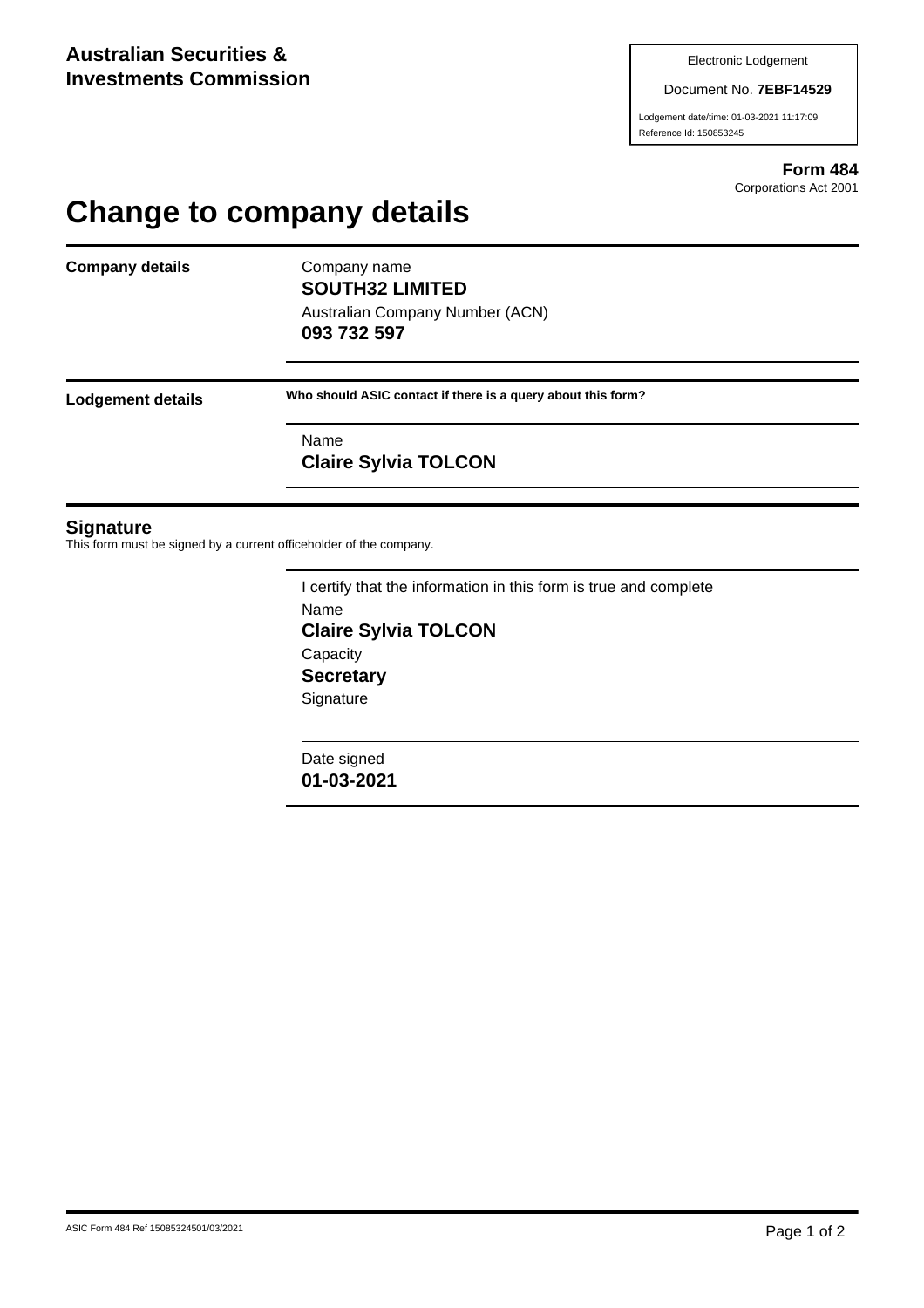**Australian Securities & Investments Commission**

Electronic Lodgement

Document No. **7EBF14529**

Lodgement date/time: 01-03-2021 11:17:09

Reference Id: 150853245

**Form 484**
Corporations Act 2001

# Change to company details

**Company details**

Company name
**SOUTH32 LIMITED**

Australian Company Number (ACN)
**093 732 597**

**Lodgement details**

**Who should ASIC contact if there is a query about this form?**

Name
**Claire Sylvia TOLCON**

## Signature

This form must be signed by a current officeholder of the company.

I certify that the information in this form is true and complete

Name
**Claire Sylvia TOLCON**

Capacity
**Secretary**

Signature

Date signed
**01-03-2021**

ASIC Form 484 Ref 15085324501/03/2021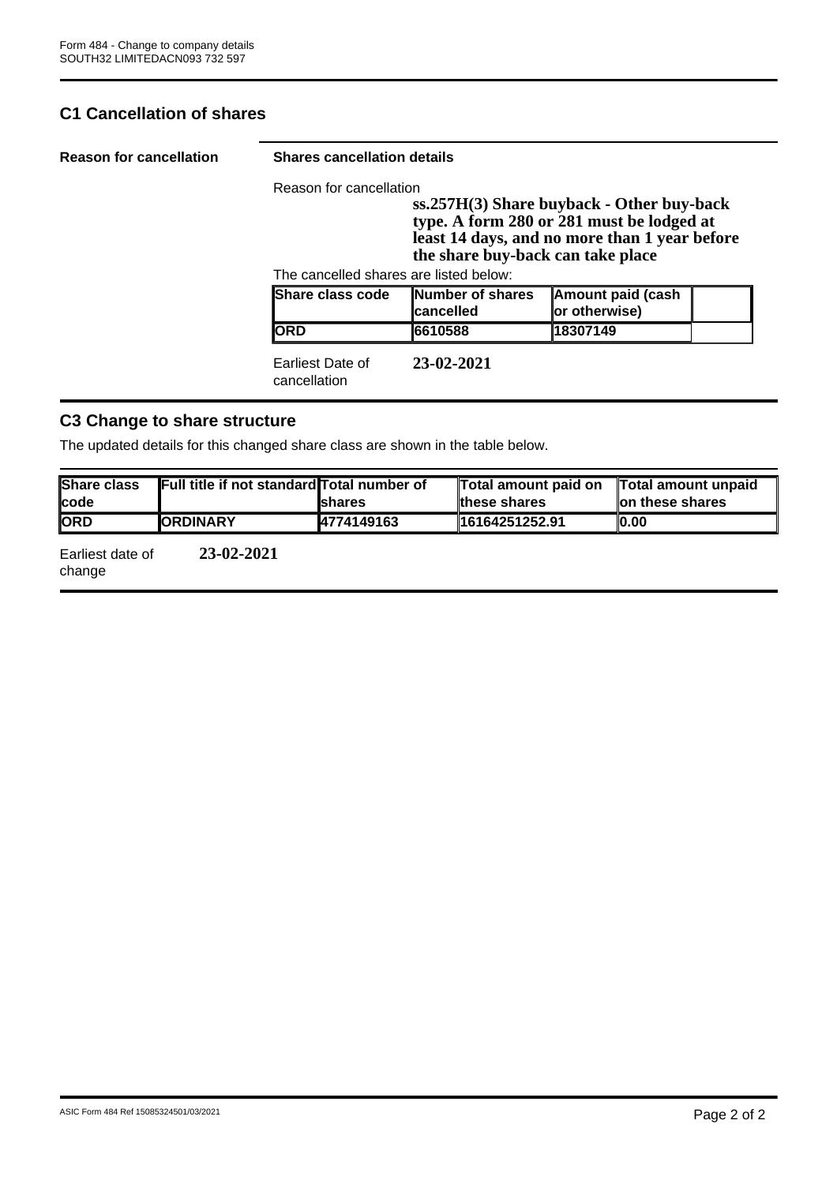## C1 Cancellation of shares

**Reason for cancellation**

**Shares cancellation details**

Reason for cancellation
**ss.257H(3) Share buyback - Other buy-back type. A form 280 or 281 must be lodged at least 14 days, and no more than 1 year before the share buy-back can take place**

The cancelled shares are listed below:

| Share class code | Number of shares cancelled | Amount paid (cash or otherwise) | |
|---|---|---|---|
| ORD | 6610588 | 18307149 | |

Earliest Date of cancellation **23-02-2021**

## C3 Change to share structure

The updated details for this changed share class are shown in the table below.

| Share class code | Full title if not standard | Total number of shares | Total amount paid on these shares | Total amount unpaid on these shares |
|---|---|---|---|---|
| ORD | ORDINARY | 4774149163 | 16164251252.91 | 0.00 |

Earliest date of change **23-02-2021**